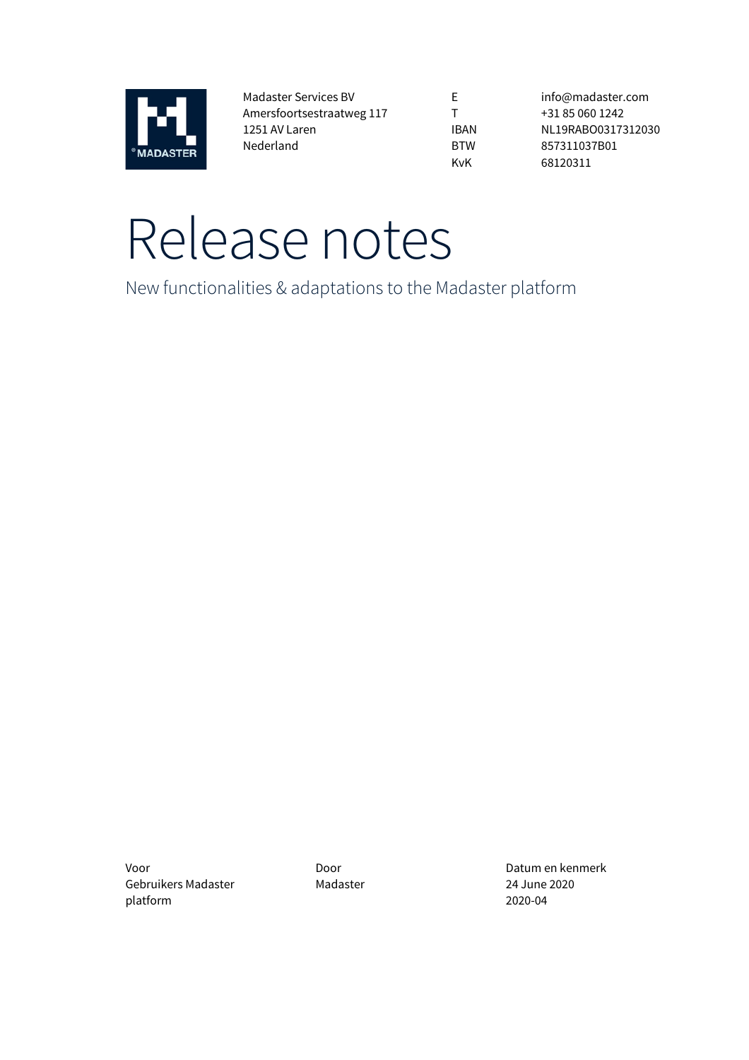Madaster Services BV
Amersfoortsestraatweg 117
1251 AV Laren
Nederland

| | |
|---|---|
| E | info@madaster.com |
| T | +31 85 060 1242 |
| IBAN | NL19RABO0317312030 |
| BTW | 857311037B01 |
| KvK | 68120311 |

# Release notes

New functionalities & adaptations to the Madaster platform

| Voor | Door | Datum en kenmerk |
|---|---|---|
| Gebruikers Madaster platform | Madaster | 24 June 2020<br>2020-04 |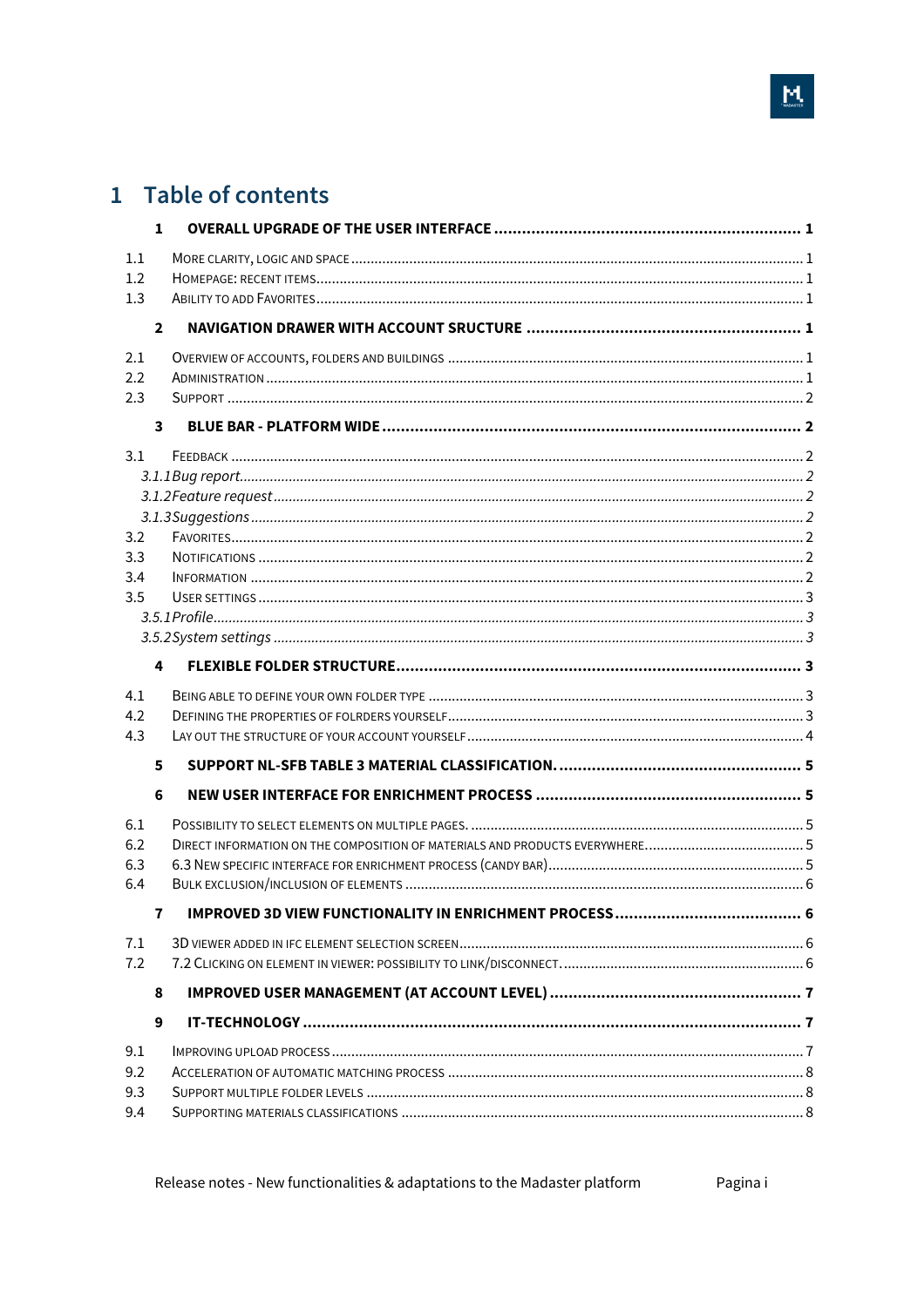# 1 Table of contents

**1 OVERALL UPGRADE OF THE USER INTERFACE ..... 1**

1.1 MORE CLARITY, LOGIC AND SPACE ..... 1
1.2 HOMEPAGE: RECENT ITEMS ..... 1
1.3 ABILITY TO ADD FAVORITES ..... 1

**2 NAVIGATION DRAWER WITH ACCOUNT SRUCTURE ..... 1**

2.1 OVERVIEW OF ACCOUNTS, FOLDERS AND BUILDINGS ..... 1
2.2 ADMINISTRATION ..... 1
2.3 SUPPORT ..... 2

**3 BLUE BAR - PLATFORM WIDE ..... 2**

3.1 FEEDBACK ..... 2
*3.1.1 Bug report ..... 2*
*3.1.2 Feature request ..... 2*
*3.1.3 Suggestions ..... 2*
3.2 FAVORITES ..... 2
3.3 NOTIFICATIONS ..... 2
3.4 INFORMATION ..... 2
3.5 USER SETTINGS ..... 3
*3.5.1 Profile ..... 3*
*3.5.2 System settings ..... 3*

**4 FLEXIBLE FOLDER STRUCTURE ..... 3**

4.1 BEING ABLE TO DEFINE YOUR OWN FOLDER TYPE ..... 3
4.2 DEFINING THE PROPERTIES OF FOLRDERS YOURSELF ..... 3
4.3 LAY OUT THE STRUCTURE OF YOUR ACCOUNT YOURSELF ..... 4

**5 SUPPORT NL-SFB TABLE 3 MATERIAL CLASSIFICATION. ..... 5**

**6 NEW USER INTERFACE FOR ENRICHMENT PROCESS ..... 5**

6.1 POSSIBILITY TO SELECT ELEMENTS ON MULTIPLE PAGES. ..... 5
6.2 DIRECT INFORMATION ON THE COMPOSITION OF MATERIALS AND PRODUCTS EVERYWHERE. ..... 5
6.3 6.3 NEW SPECIFIC INTERFACE FOR ENRICHMENT PROCESS (CANDY BAR) ..... 5
6.4 BULK EXCLUSION/INCLUSION OF ELEMENTS ..... 6

**7 IMPROVED 3D VIEW FUNCTIONALITY IN ENRICHMENT PROCESS ..... 6**

7.1 3D VIEWER ADDED IN IFC ELEMENT SELECTION SCREEN ..... 6
7.2 7.2 CLICKING ON ELEMENT IN VIEWER: POSSIBILITY TO LINK/DISCONNECT. ..... 6

**8 IMPROVED USER MANAGEMENT (AT ACCOUNT LEVEL) ..... 7**

**9 IT-TECHNOLOGY ..... 7**

9.1 IMPROVING UPLOAD PROCESS ..... 7
9.2 ACCELERATION OF AUTOMATIC MATCHING PROCESS ..... 8
9.3 SUPPORT MULTIPLE FOLDER LEVELS ..... 8
9.4 SUPPORTING MATERIALS CLASSIFICATIONS ..... 8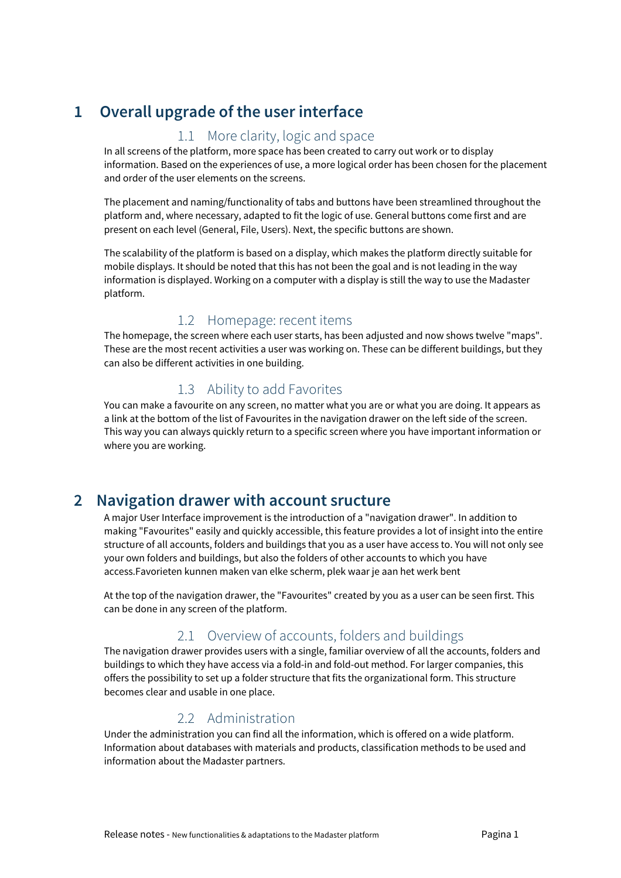# 1 Overall upgrade of the user interface

## 1.1 More clarity, logic and space

In all screens of the platform, more space has been created to carry out work or to display information. Based on the experiences of use, a more logical order has been chosen for the placement and order of the user elements on the screens.

The placement and naming/functionality of tabs and buttons have been streamlined throughout the platform and, where necessary, adapted to fit the logic of use. General buttons come first and are present on each level (General, File, Users). Next, the specific buttons are shown.

The scalability of the platform is based on a display, which makes the platform directly suitable for mobile displays. It should be noted that this has not been the goal and is not leading in the way information is displayed. Working on a computer with a display is still the way to use the Madaster platform.

## 1.2 Homepage: recent items

The homepage, the screen where each user starts, has been adjusted and now shows twelve "maps". These are the most recent activities a user was working on. These can be different buildings, but they can also be different activities in one building.

## 1.3 Ability to add Favorites

You can make a favourite on any screen, no matter what you are or what you are doing. It appears as a link at the bottom of the list of Favourites in the navigation drawer on the left side of the screen. This way you can always quickly return to a specific screen where you have important information or where you are working.

# 2 Navigation drawer with account sructure

A major User Interface improvement is the introduction of a "navigation drawer". In addition to making "Favourites" easily and quickly accessible, this feature provides a lot of insight into the entire structure of all accounts, folders and buildings that you as a user have access to. You will not only see your own folders and buildings, but also the folders of other accounts to which you have access.Favorieten kunnen maken van elke scherm, plek waar je aan het werk bent

At the top of the navigation drawer, the "Favourites" created by you as a user can be seen first. This can be done in any screen of the platform.

## 2.1 Overview of accounts, folders and buildings

The navigation drawer provides users with a single, familiar overview of all the accounts, folders and buildings to which they have access via a fold-in and fold-out method. For larger companies, this offers the possibility to set up a folder structure that fits the organizational form. This structure becomes clear and usable in one place.

## 2.2 Administration

Under the administration you can find all the information, which is offered on a wide platform. Information about databases with materials and products, classification methods to be used and information about the Madaster partners.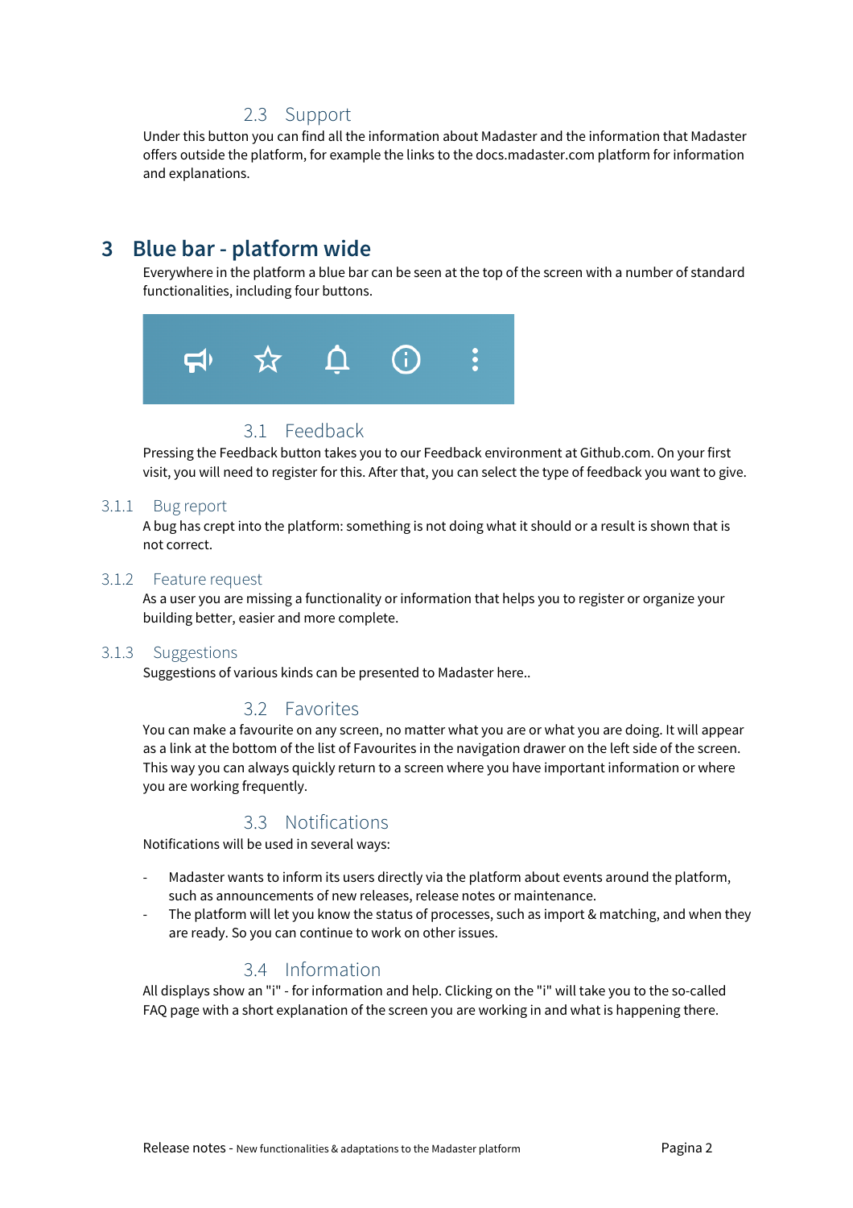## 2.3 Support

Under this button you can find all the information about Madaster and the information that Madaster offers outside the platform, for example the links to the docs.madaster.com platform for information and explanations.

# 3 Blue bar - platform wide

Everywhere in the platform a blue bar can be seen at the top of the screen with a number of standard functionalities, including four buttons.

## 3.1 Feedback

Pressing the Feedback button takes you to our Feedback environment at Github.com. On your first visit, you will need to register for this. After that, you can select the type of feedback you want to give.

### 3.1.1 Bug report

A bug has crept into the platform: something is not doing what it should or a result is shown that is not correct.

### 3.1.2 Feature request

As a user you are missing a functionality or information that helps you to register or organize your building better, easier and more complete.

### 3.1.3 Suggestions

Suggestions of various kinds can be presented to Madaster here..

## 3.2 Favorites

You can make a favourite on any screen, no matter what you are or what you are doing. It will appear as a link at the bottom of the list of Favourites in the navigation drawer on the left side of the screen. This way you can always quickly return to a screen where you have important information or where you are working frequently.

## 3.3 Notifications

Notifications will be used in several ways:

- Madaster wants to inform its users directly via the platform about events around the platform, such as announcements of new releases, release notes or maintenance.
- The platform will let you know the status of processes, such as import & matching, and when they are ready. So you can continue to work on other issues.

## 3.4 Information

All displays show an "i" - for information and help. Clicking on the "i" will take you to the so-called FAQ page with a short explanation of the screen you are working in and what is happening there.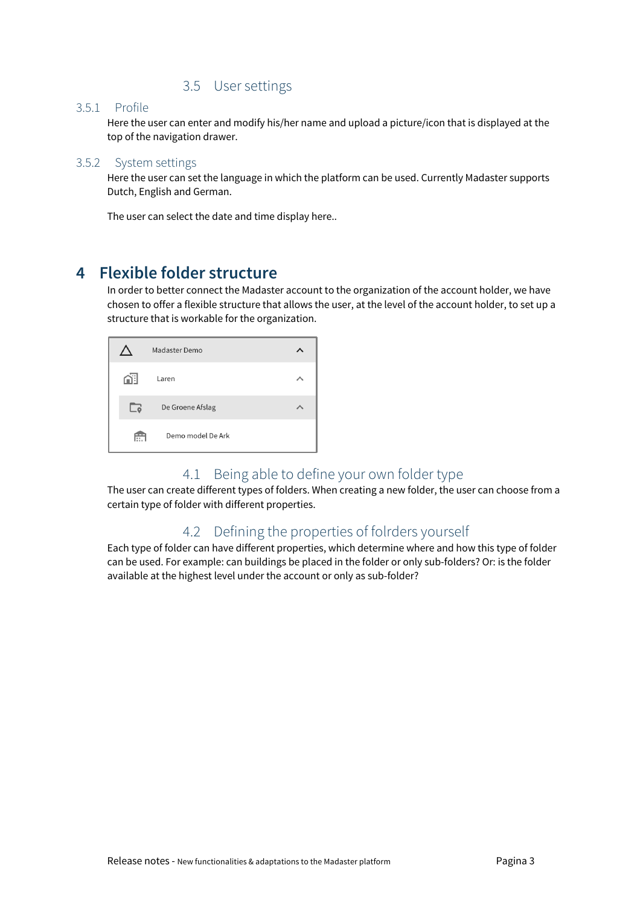## 3.5 User settings

### 3.5.1 Profile

Here the user can enter and modify his/her name and upload a picture/icon that is displayed at the top of the navigation drawer.

### 3.5.2 System settings

Here the user can set the language in which the platform can be used. Currently Madaster supports Dutch, English and German.

The user can select the date and time display here..

# 4 Flexible folder structure

In order to better connect the Madaster account to the organization of the account holder, we have chosen to offer a flexible structure that allows the user, at the level of the account holder, to set up a structure that is workable for the organization.

Madaster Demo

Laren

De Groene Afslag

Demo model De Ark

## 4.1 Being able to define your own folder type

The user can create different types of folders. When creating a new folder, the user can choose from a certain type of folder with different properties.

## 4.2 Defining the properties of folrders yourself

Each type of folder can have different properties, which determine where and how this type of folder can be used. For example: can buildings be placed in the folder or only sub-folders? Or: is the folder available at the highest level under the account or only as sub-folder?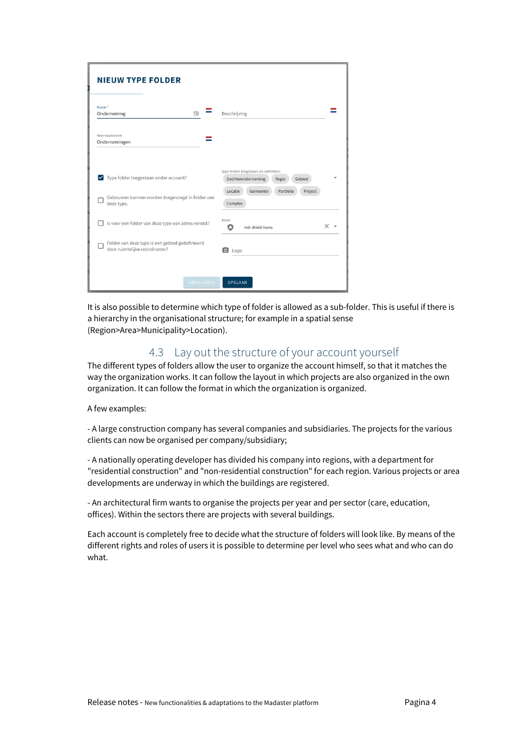It is also possible to determine which type of folder is allowed as a sub-folder. This is useful if there is a hierarchy in the organisational structure; for example in a spatial sense (Region>Area>Municipality>Location).

## 4.3 Lay out the structure of your account yourself

The different types of folders allow the user to organize the account himself, so that it matches the way the organization works. It can follow the layout in which projects are also organized in the own organization. It can follow the format in which the organization is organized.

A few examples:

- A large construction company has several companies and subsidiaries. The projects for the various clients can now be organised per company/subsidiary;

- A nationally operating developer has divided his company into regions, with a department for "residential construction" and "non-residential construction" for each region. Various projects or area developments are underway in which the buildings are registered.

- An architectural firm wants to organise the projects per year and per sector (care, education, offices). Within the sectors there are projects with several buildings.

Each account is completely free to decide what the structure of folders will look like. By means of the different rights and roles of users it is possible to determine per level who sees what and who can do what.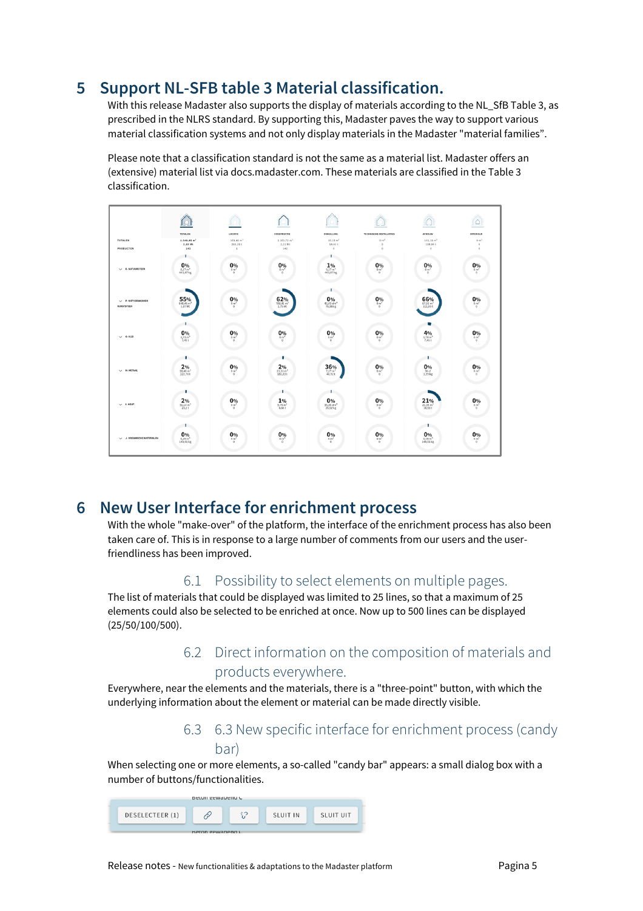# 5 Support NL-SFB table 3 Material classification.

With this release Madaster also supports the display of materials according to the NL_SfB Table 3, as prescribed in the NLRS standard. By supporting this, Madaster paves the way to support various material classification systems and not only display materials in the Madaster "material families".

Please note that a classification standard is not the same as a material list. Madaster offers an (extensive) material list via docs.madaster.com. These materials are classified in the Table 3 classification.

# 6 New User Interface for enrichment process

With the whole "make-over" of the platform, the interface of the enrichment process has also been taken care of. This is in response to a large number of comments from our users and the user-friendliness has been improved.

## 6.1 Possibility to select elements on multiple pages.

The list of materials that could be displayed was limited to 25 lines, so that a maximum of 25 elements could also be selected to be enriched at once. Now up to 500 lines can be displayed (25/50/100/500).

## 6.2 Direct information on the composition of materials and products everywhere.

Everywhere, near the elements and the materials, there is a "three-point" button, with which the underlying information about the element or material can be made directly visible.

## 6.3 6.3 New specific interface for enrichment process (candy bar)

When selecting one or more elements, a so-called "candy bar" appears: a small dialog box with a number of buttons/functionalities.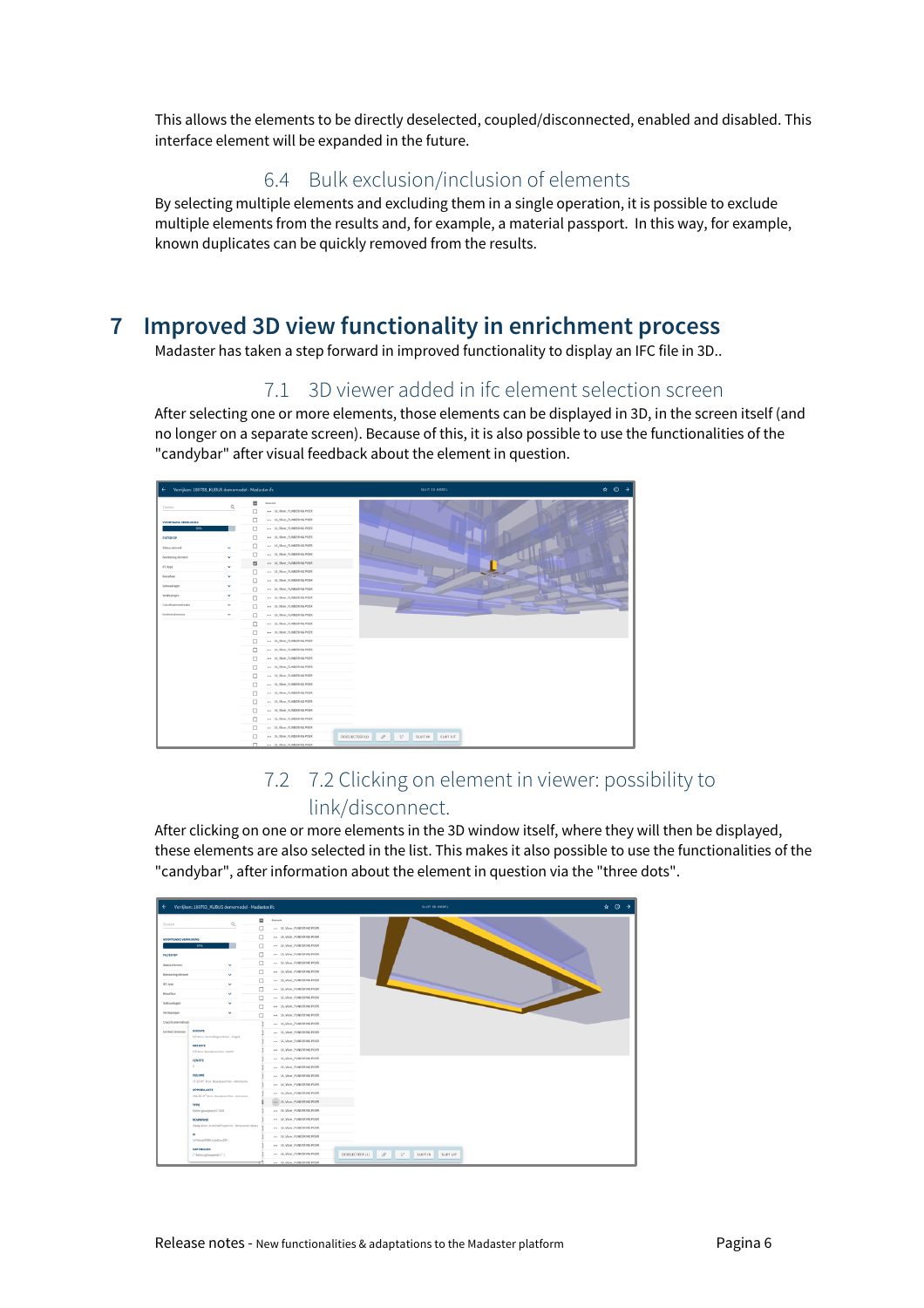This allows the elements to be directly deselected, coupled/disconnected, enabled and disabled. This interface element will be expanded in the future.

### 6.4 Bulk exclusion/inclusion of elements

By selecting multiple elements and excluding them in a single operation, it is possible to exclude multiple elements from the results and, for example, a material passport. In this way, for example, known duplicates can be quickly removed from the results.

# 7 Improved 3D view functionality in enrichment process

Madaster has taken a step forward in improved functionality to display an IFC file in 3D..

### 7.1 3D viewer added in ifc element selection screen

After selecting one or more elements, those elements can be displayed in 3D, in the screen itself (and no longer on a separate screen). Because of this, it is also possible to use the functionalities of the "candybar" after visual feedback about the element in question.

### 7.2 7.2 Clicking on element in viewer: possibility to link/disconnect.

After clicking on one or more elements in the 3D window itself, where they will then be displayed, these elements are also selected in the list. This makes it also possible to use the functionalities of the "candybar", after information about the element in question via the "three dots".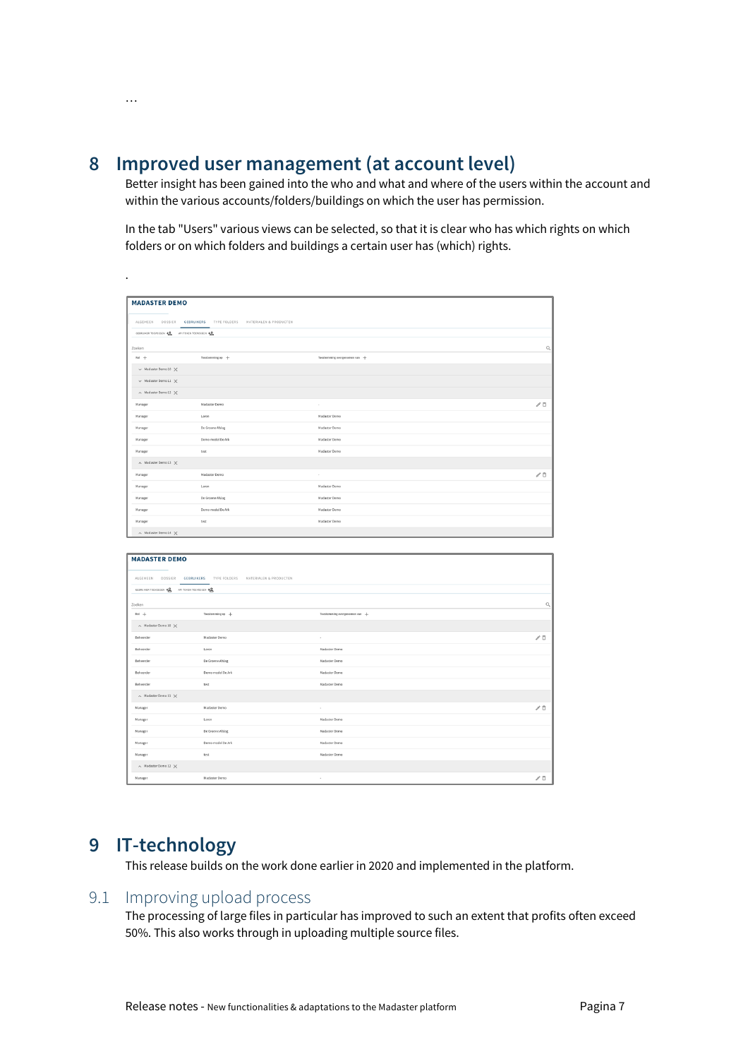…

# 8 Improved user management (at account level)

Better insight has been gained into the who and what and where of the users within the account and within the various accounts/folders/buildings on which the user has permission.

In the tab "Users" various views can be selected, so that it is clear who has which rights on which folders or on which folders and buildings a certain user has (which) rights.

.

# 9 IT-technology

This release builds on the work done earlier in 2020 and implemented in the platform.

## 9.1 Improving upload process

The processing of large files in particular has improved to such an extent that profits often exceed 50%. This also works through in uploading multiple source files.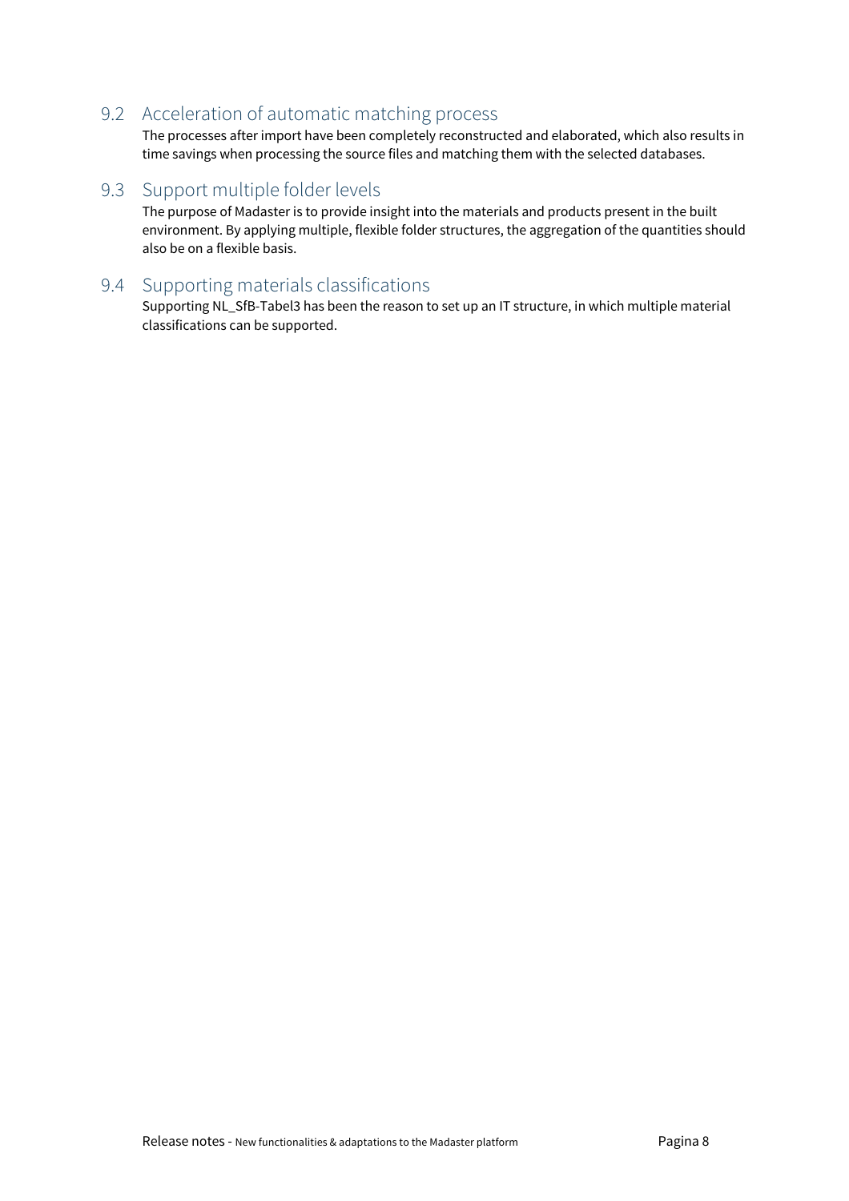## 9.2 Acceleration of automatic matching process

The processes after import have been completely reconstructed and elaborated, which also results in time savings when processing the source files and matching them with the selected databases.

## 9.3 Support multiple folder levels

The purpose of Madaster is to provide insight into the materials and products present in the built environment. By applying multiple, flexible folder structures, the aggregation of the quantities should also be on a flexible basis.

## 9.4 Supporting materials classifications

Supporting NL_SfB-Tabel3 has been the reason to set up an IT structure, in which multiple material classifications can be supported.